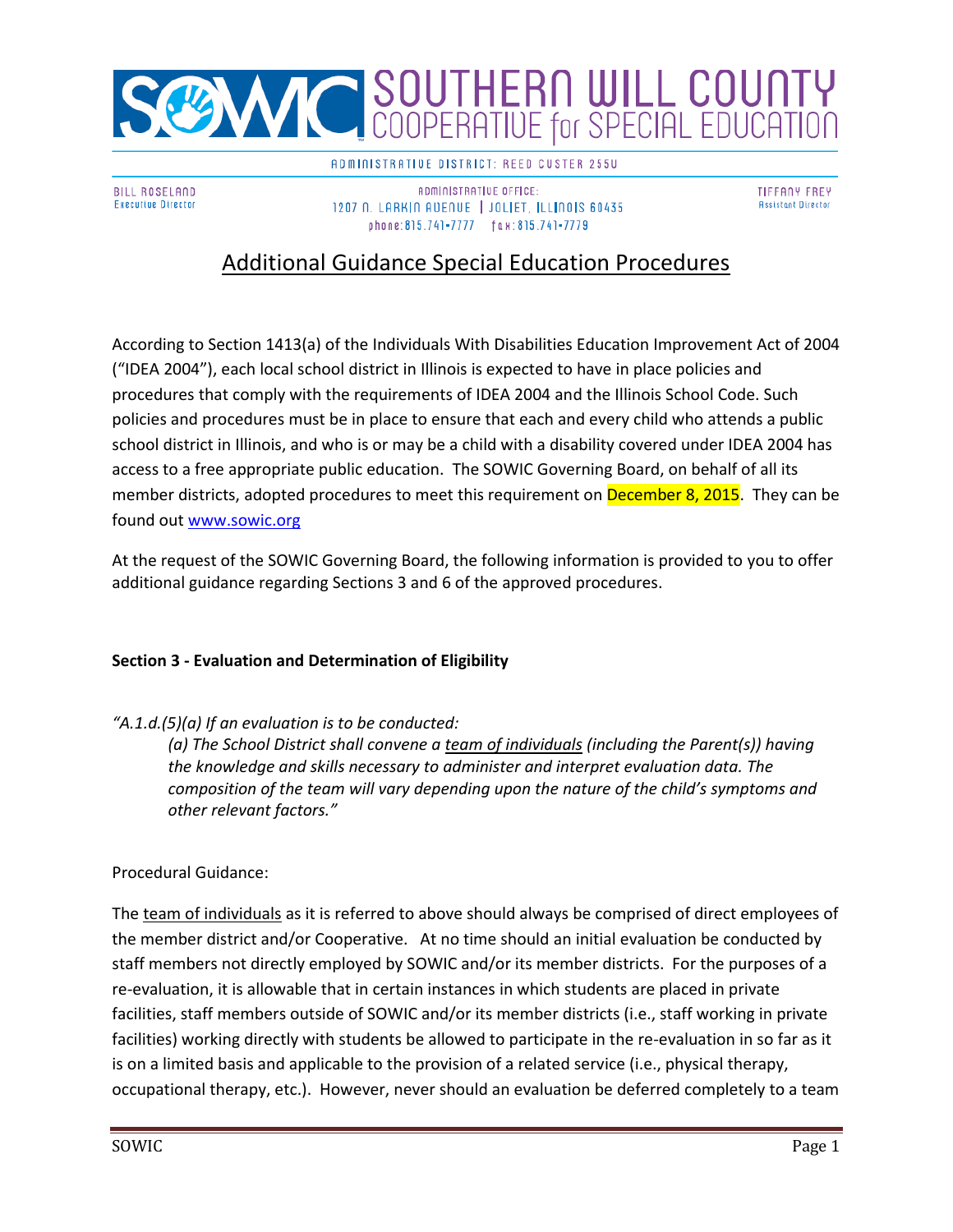# SOWIC SOUTHERN WILL COUNTY COOPERATIVE for SPECIAL EDUCATION

ADMINISTRATIVE DISTRICT: REED CUSTER 255U

BILL ROSELAND
Executive Director

ADMINISTRATIVE OFFICE:
1207 N. LARKIN AVENUE | JOLIET, ILLINOIS 60435
phone: 815.741-7777 fax: 815.741-7779

TIFFANY FREY
Assistant Director

## Additional Guidance Special Education Procedures

According to Section 1413(a) of the Individuals With Disabilities Education Improvement Act of 2004 ("IDEA 2004"), each local school district in Illinois is expected to have in place policies and procedures that comply with the requirements of IDEA 2004 and the Illinois School Code. Such policies and procedures must be in place to ensure that each and every child who attends a public school district in Illinois, and who is or may be a child with a disability covered under IDEA 2004 has access to a free appropriate public education. The SOWIC Governing Board, on behalf of all its member districts, adopted procedures to meet this requirement on December 8, 2015. They can be found out www.sowic.org

At the request of the SOWIC Governing Board, the following information is provided to you to offer additional guidance regarding Sections 3 and 6 of the approved procedures.

**Section 3 - Evaluation and Determination of Eligibility**

*"A.1.d.(5)(a) If an evaluation is to be conducted:*

> *(a) The School District shall convene a team of individuals (including the Parent(s)) having the knowledge and skills necessary to administer and interpret evaluation data. The composition of the team will vary depending upon the nature of the child's symptoms and other relevant factors."*

Procedural Guidance:

The team of individuals as it is referred to above should always be comprised of direct employees of the member district and/or Cooperative. At no time should an initial evaluation be conducted by staff members not directly employed by SOWIC and/or its member districts. For the purposes of a re-evaluation, it is allowable that in certain instances in which students are placed in private facilities, staff members outside of SOWIC and/or its member districts (i.e., staff working in private facilities) working directly with students be allowed to participate in the re-evaluation in so far as it is on a limited basis and applicable to the provision of a related service (i.e., physical therapy, occupational therapy, etc.). However, never should an evaluation be deferred completely to a team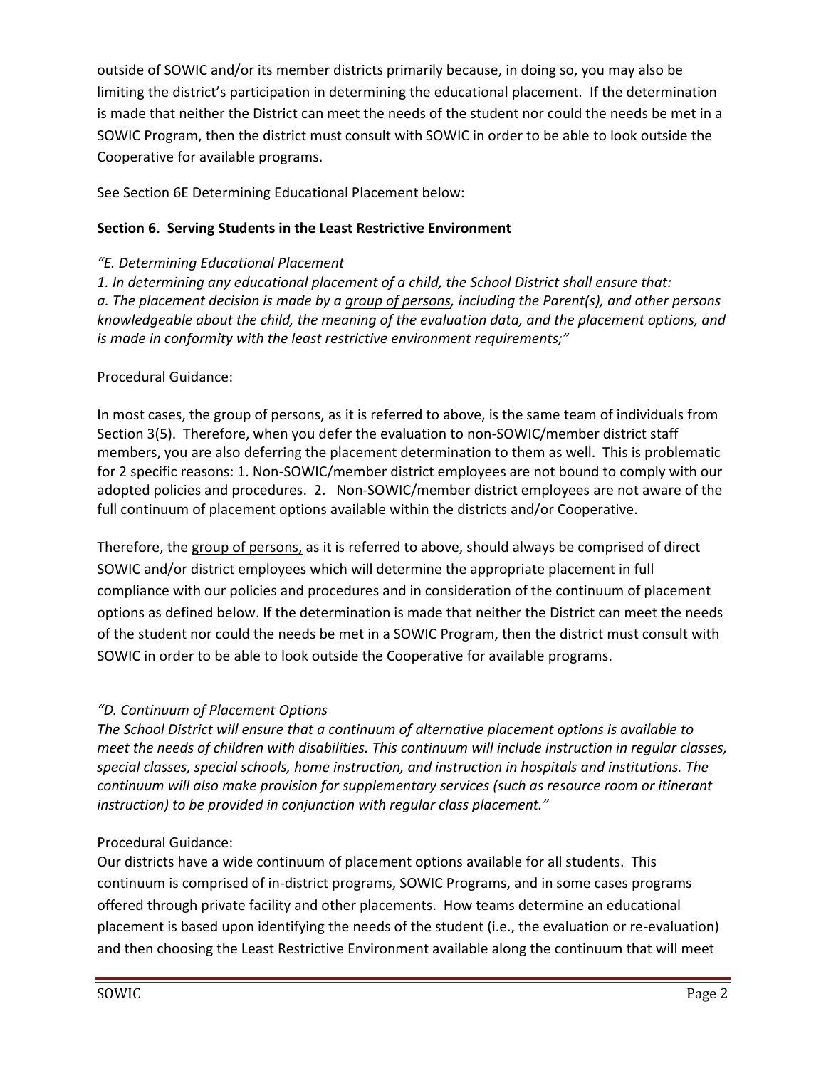outside of SOWIC and/or its member districts primarily because, in doing so, you may also be limiting the district's participation in determining the educational placement. If the determination is made that neither the District can meet the needs of the student nor could the needs be met in a SOWIC Program, then the district must consult with SOWIC in order to be able to look outside the Cooperative for available programs.

See Section 6E Determining Educational Placement below:

**Section 6. Serving Students in the Least Restrictive Environment**

*"E. Determining Educational Placement*
*1. In determining any educational placement of a child, the School District shall ensure that:*
*a. The placement decision is made by a group of persons, including the Parent(s), and other persons knowledgeable about the child, the meaning of the evaluation data, and the placement options, and is made in conformity with the least restrictive environment requirements;"*

Procedural Guidance:

In most cases, the group of persons, as it is referred to above, is the same team of individuals from Section 3(5). Therefore, when you defer the evaluation to non-SOWIC/member district staff members, you are also deferring the placement determination to them as well. This is problematic for 2 specific reasons: 1. Non-SOWIC/member district employees are not bound to comply with our adopted policies and procedures. 2. Non-SOWIC/member district employees are not aware of the full continuum of placement options available within the districts and/or Cooperative.

Therefore, the group of persons, as it is referred to above, should always be comprised of direct SOWIC and/or district employees which will determine the appropriate placement in full compliance with our policies and procedures and in consideration of the continuum of placement options as defined below. If the determination is made that neither the District can meet the needs of the student nor could the needs be met in a SOWIC Program, then the district must consult with SOWIC in order to be able to look outside the Cooperative for available programs.

*"D. Continuum of Placement Options*
*The School District will ensure that a continuum of alternative placement options is available to meet the needs of children with disabilities. This continuum will include instruction in regular classes, special classes, special schools, home instruction, and instruction in hospitals and institutions. The continuum will also make provision for supplementary services (such as resource room or itinerant instruction) to be provided in conjunction with regular class placement."*

Procedural Guidance:
Our districts have a wide continuum of placement options available for all students. This continuum is comprised of in-district programs, SOWIC Programs, and in some cases programs offered through private facility and other placements. How teams determine an educational placement is based upon identifying the needs of the student (i.e., the evaluation or re-evaluation) and then choosing the Least Restrictive Environment available along the continuum that will meet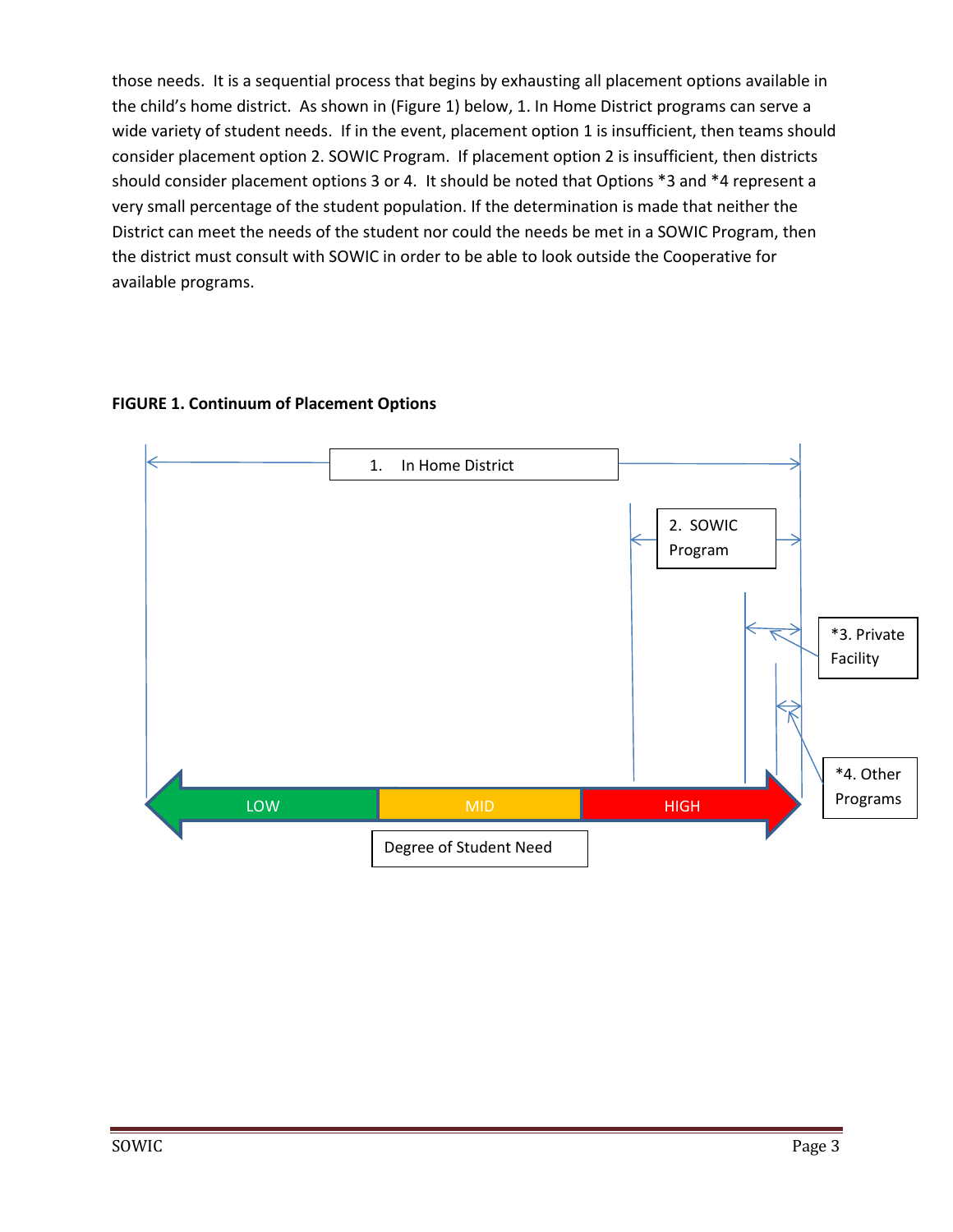those needs. It is a sequential process that begins by exhausting all placement options available in the child's home district. As shown in (Figure 1) below, 1. In Home District programs can serve a wide variety of student needs. If in the event, placement option 1 is insufficient, then teams should consider placement option 2. SOWIC Program. If placement option 2 is insufficient, then districts should consider placement options 3 or 4. It should be noted that Options *3 and *4 represent a very small percentage of the student population. If the determination is made that neither the District can meet the needs of the student nor could the needs be met in a SOWIC Program, then the district must consult with SOWIC in order to be able to look outside the Cooperative for available programs.

**FIGURE 1. Continuum of Placement Options**

1. In Home District

2. SOWIC Program

*3. Private Facility

*4. Other Programs

LOW

MID

HIGH

Degree of Student Need